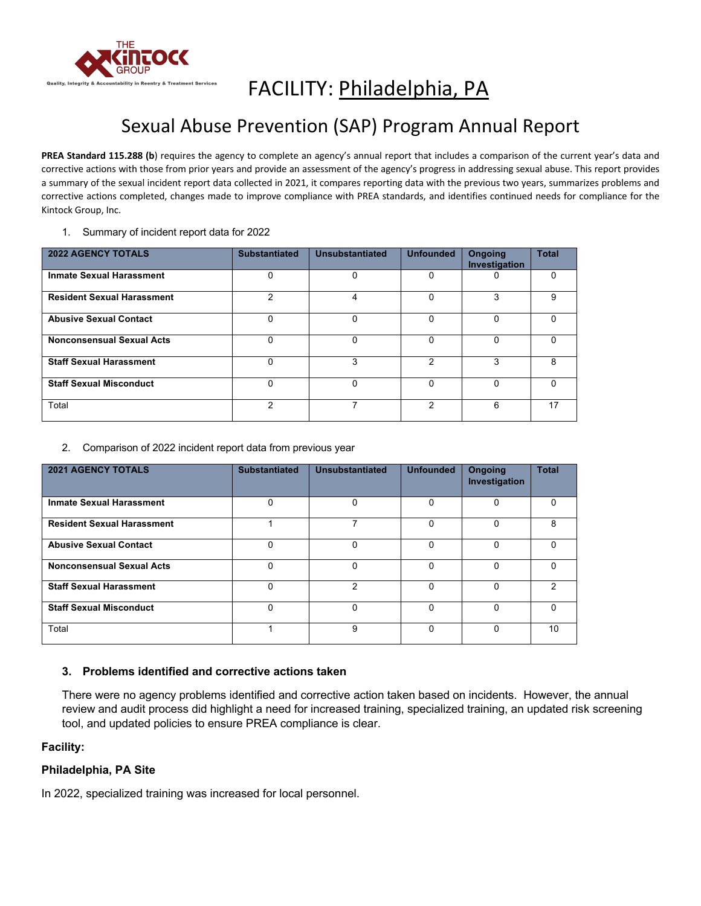THE KINTOCK GROUP

Quality, Integrity & Accountability in Reentry & Treatment Services

# FACILITY: Philadelphia, PA

# Sexual Abuse Prevention (SAP) Program Annual Report

**PREA Standard 115.288 (b**) requires the agency to complete an agency's annual report that includes a comparison of the current year's data and corrective actions with those from prior years and provide an assessment of the agency's progress in addressing sexual abuse. This report provides a summary of the sexual incident report data collected in 2021, it compares reporting data with the previous two years, summarizes problems and corrective actions completed, changes made to improve compliance with PREA standards, and identifies continued needs for compliance for the Kintock Group, Inc.

1. Summary of incident report data for 2022

| 2022 AGENCY TOTALS | Substantiated | Unsubstantiated | Unfounded | Ongoing Investigation | Total |
|---|---|---|---|---|---|
| **Inmate Sexual Harassment** | 0 | 0 | 0 | 0 | 0 |
| **Resident Sexual Harassment** | 2 | 4 | 0 | 3 | 9 |
| **Abusive Sexual Contact** | 0 | 0 | 0 | 0 | 0 |
| **Nonconsensual Sexual Acts** | 0 | 0 | 0 | 0 | 0 |
| **Staff Sexual Harassment** | 0 | 3 | 2 | 3 | 8 |
| **Staff Sexual Misconduct** | 0 | 0 | 0 | 0 | 0 |
| Total | 2 | 7 | 2 | 6 | 17 |

2. Comparison of 2022 incident report data from previous year

| 2021 AGENCY TOTALS | Substantiated | Unsubstantiated | Unfounded | Ongoing Investigation | Total |
|---|---|---|---|---|---|
| **Inmate Sexual Harassment** | 0 | 0 | 0 | 0 | 0 |
| **Resident Sexual Harassment** | 1 | 7 | 0 | 0 | 8 |
| **Abusive Sexual Contact** | 0 | 0 | 0 | 0 | 0 |
| **Nonconsensual Sexual Acts** | 0 | 0 | 0 | 0 | 0 |
| **Staff Sexual Harassment** | 0 | 2 | 0 | 0 | 2 |
| **Staff Sexual Misconduct** | 0 | 0 | 0 | 0 | 0 |
| Total | 1 | 9 | 0 | 0 | 10 |

### 3. Problems identified and corrective actions taken

There were no agency problems identified and corrective action taken based on incidents. However, the annual review and audit process did highlight a need for increased training, specialized training, an updated risk screening tool, and updated policies to ensure PREA compliance is clear.

**Facility:**

**Philadelphia, PA Site**

In 2022, specialized training was increased for local personnel.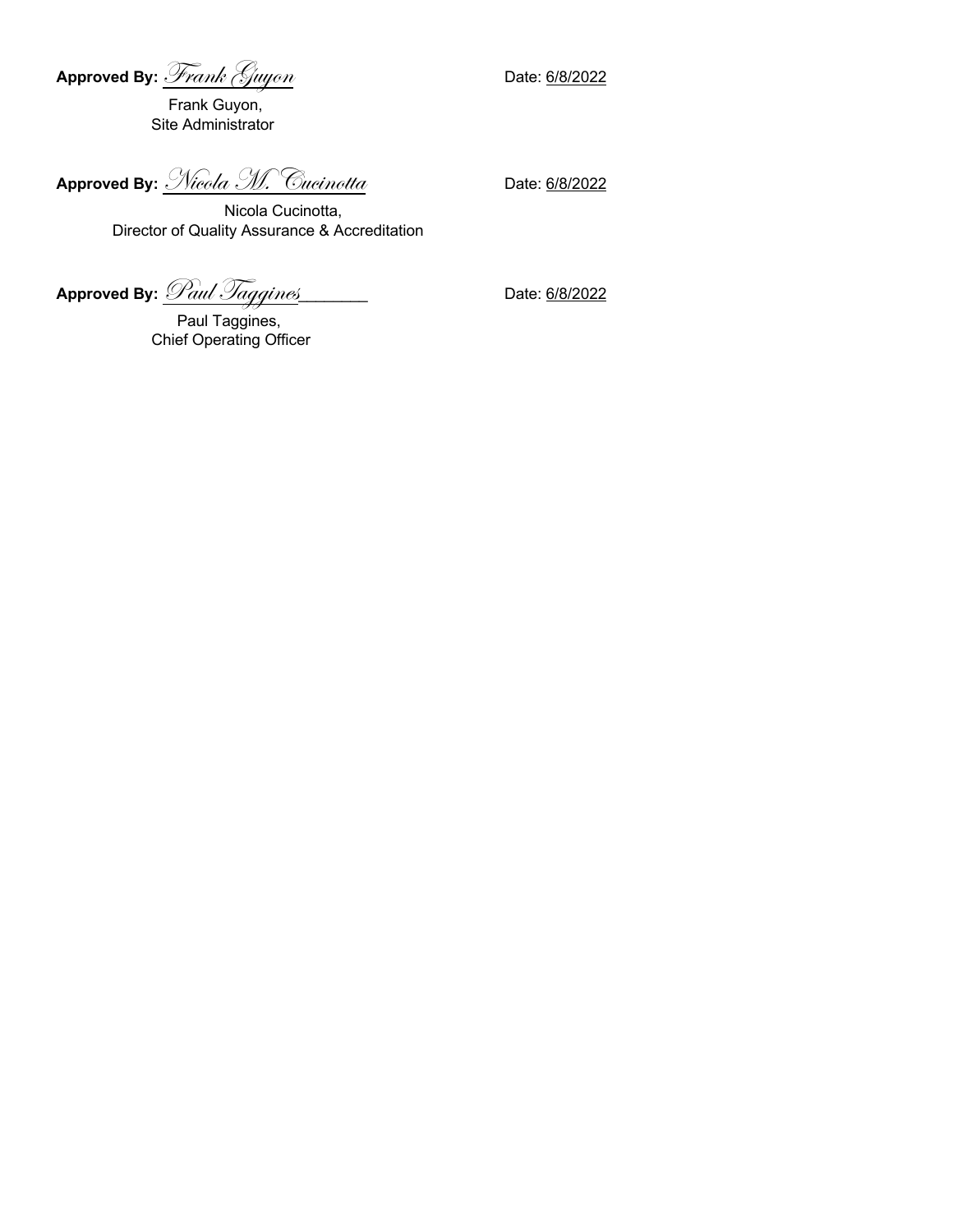**Approved By:** *Frank Guyon* Date: 6/8/2022

Frank Guyon,
Site Administrator

**Approved By:** *Nicola M. Cucinotta* Date: 6/8/2022

Nicola Cucinotta,
Director of Quality Assurance & Accreditation

**Approved By:** *Paul Taggines*________ Date: 6/8/2022

Paul Taggines,
Chief Operating Officer